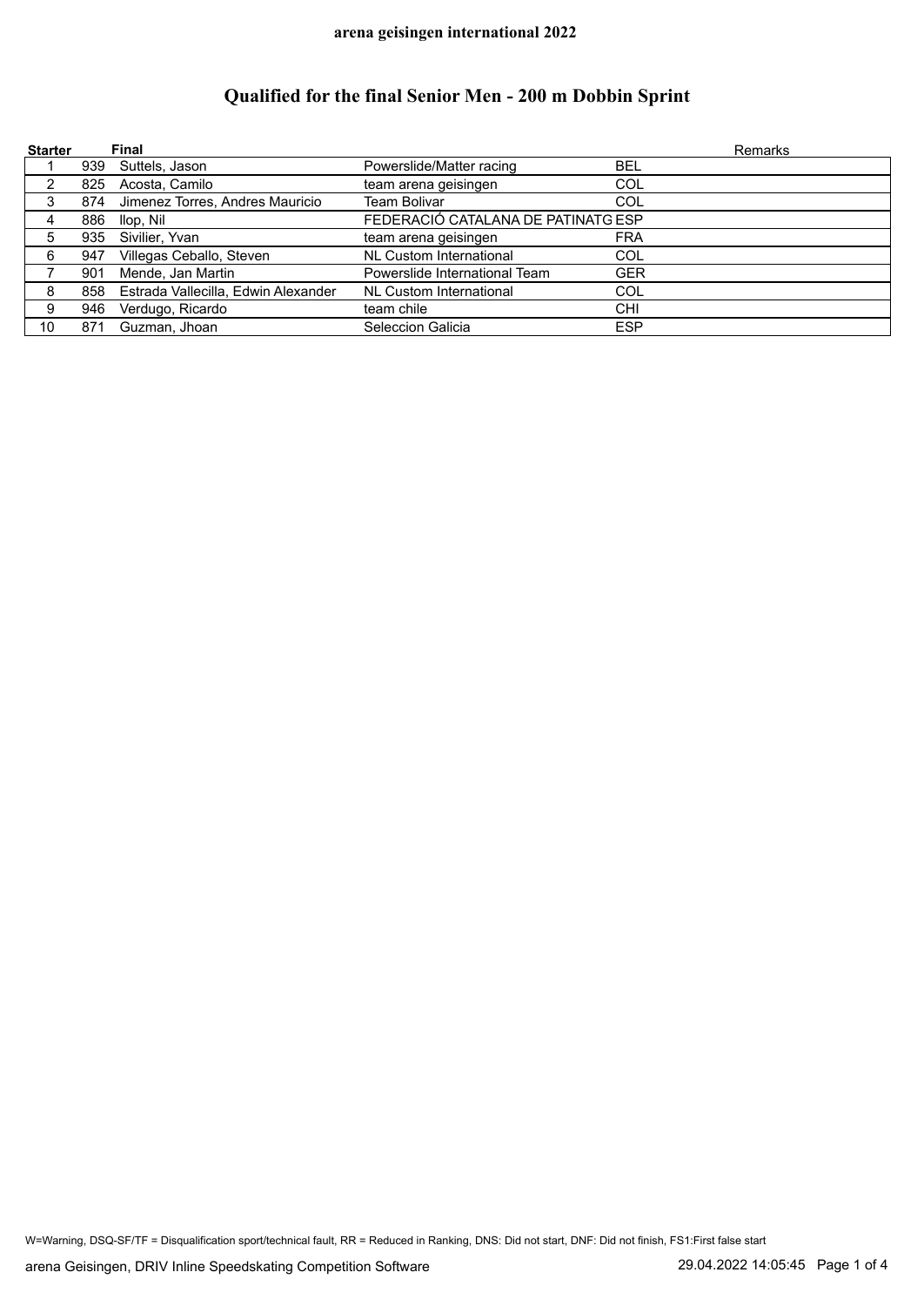arena geisingen international 2022

# Qualified for the final Senior Men - 200 m Dobbin Sprint

| Starter | | Final | | | Remarks |
|---|---|---|---|---|---|
| 1 | 939 | Suttels, Jason | Powerslide/Matter racing | BEL | |
| 2 | 825 | Acosta, Camilo | team arena geisingen | COL | |
| 3 | 874 | Jimenez Torres, Andres Mauricio | Team Bolivar | COL | |
| 4 | 886 | llop, Nil | FEDERACIÓ CATALANA DE PATINATG | ESP | |
| 5 | 935 | Sivilier, Yvan | team arena geisingen | FRA | |
| 6 | 947 | Villegas Ceballo, Steven | NL Custom International | COL | |
| 7 | 901 | Mende, Jan Martin | Powerslide International Team | GER | |
| 8 | 858 | Estrada Vallecilla, Edwin Alexander | NL Custom International | COL | |
| 9 | 946 | Verdugo, Ricardo | team chile | CHI | |
| 10 | 871 | Guzman, Jhoan | Seleccion Galicia | ESP | |

W=Warning, DSQ-SF/TF = Disqualification sport/technical fault, RR = Reduced in Ranking, DNS: Did not start, DNF: Did not finish, FS1:First false start

arena Geisingen, DRIV Inline Speedskating Competition Software 29.04.2022 14:05:45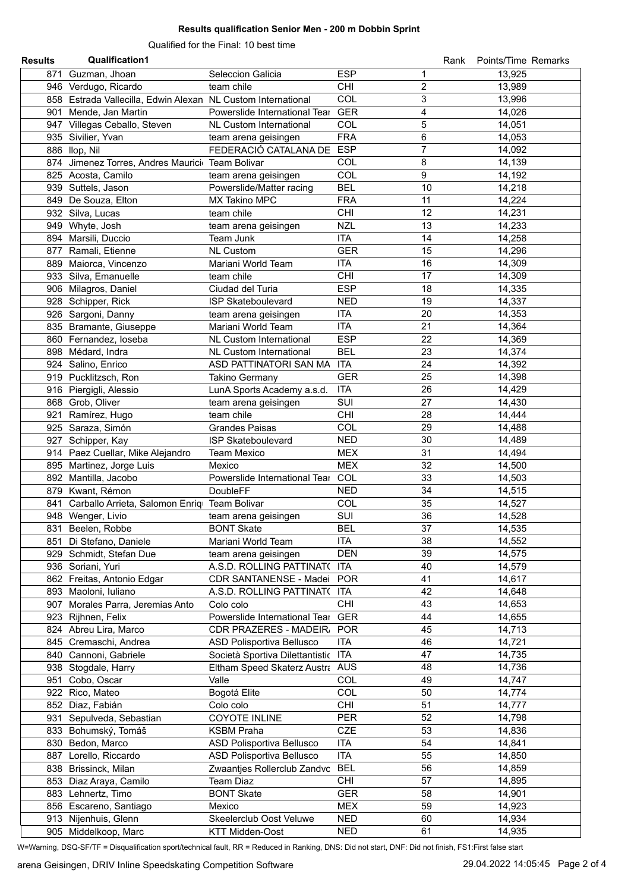**Results qualification Senior Men - 200 m Dobbin Sprint**

Qualified for the Final: 10 best time

| Results | Qualification1 | | | Rank | Points/Time | Remarks |
|---|---|---|---|---|---|---|
| 871 | Guzman, Jhoan | Seleccion Galicia | ESP | 1 | 13,925 | |
| 946 | Verdugo, Ricardo | team chile | CHI | 2 | 13,989 | |
| 858 | Estrada Vallecilla, Edwin Alexan | NL Custom International | COL | 3 | 13,996 | |
| 901 | Mende, Jan Martin | Powerslide International Tea | GER | 4 | 14,026 | |
| 947 | Villegas Ceballo, Steven | NL Custom International | COL | 5 | 14,051 | |
| 935 | Sivilier, Yvan | team arena geisingen | FRA | 6 | 14,053 | |
| 886 | llop, Nil | FEDERACIÓ CATALANA DE | ESP | 7 | 14,092 | |
| 874 | Jimenez Torres, Andres Maurici | Team Bolivar | COL | 8 | 14,139 | |
| 825 | Acosta, Camilo | team arena geisingen | COL | 9 | 14,192 | |
| 939 | Suttels, Jason | Powerslide/Matter racing | BEL | 10 | 14,218 | |
| 849 | De Souza, Elton | MX Takino MPC | FRA | 11 | 14,224 | |
| 932 | Silva, Lucas | team chile | CHI | 12 | 14,231 | |
| 949 | Whyte, Josh | team arena geisingen | NZL | 13 | 14,233 | |
| 894 | Marsili, Duccio | Team Junk | ITA | 14 | 14,258 | |
| 877 | Ramali, Etienne | NL Custom | GER | 15 | 14,296 | |
| 889 | Maiorca, Vincenzo | Mariani World Team | ITA | 16 | 14,309 | |
| 933 | Silva, Emanuelle | team chile | CHI | 17 | 14,309 | |
| 906 | Milagros, Daniel | Ciudad del Turia | ESP | 18 | 14,335 | |
| 928 | Schipper, Rick | ISP Skateboulevard | NED | 19 | 14,337 | |
| 926 | Sargoni, Danny | team arena geisingen | ITA | 20 | 14,353 | |
| 835 | Bramante, Giuseppe | Mariani World Team | ITA | 21 | 14,364 | |
| 860 | Fernandez, Ioseba | NL Custom International | ESP | 22 | 14,369 | |
| 898 | Médard, Indra | NL Custom International | BEL | 23 | 14,374 | |
| 924 | Salino, Enrico | ASD PATTINATORI SAN MA | ITA | 24 | 14,392 | |
| 919 | Pucklitzsch, Ron | Takino Germany | GER | 25 | 14,398 | |
| 916 | Piergigli, Alessio | LunA Sports Academy a.s.d. | ITA | 26 | 14,429 | |
| 868 | Grob, Oliver | team arena geisingen | SUI | 27 | 14,430 | |
| 921 | Ramírez, Hugo | team chile | CHI | 28 | 14,444 | |
| 925 | Saraza, Simón | Grandes Paisas | COL | 29 | 14,488 | |
| 927 | Schipper, Kay | ISP Skateboulevard | NED | 30 | 14,489 | |
| 914 | Paez Cuellar, Mike Alejandro | Team Mexico | MEX | 31 | 14,494 | |
| 895 | Martinez, Jorge Luis | Mexico | MEX | 32 | 14,500 | |
| 892 | Mantilla, Jacobo | Powerslide International Tea | COL | 33 | 14,503 | |
| 879 | Kwant, Rémon | DoubleFF | NED | 34 | 14,515 | |
| 841 | Carballo Arrieta, Salomon Enriq | Team Bolivar | COL | 35 | 14,527 | |
| 948 | Wenger, Livio | team arena geisingen | SUI | 36 | 14,528 | |
| 831 | Beelen, Robbe | BONT Skate | BEL | 37 | 14,535 | |
| 851 | Di Stefano, Daniele | Mariani World Team | ITA | 38 | 14,552 | |
| 929 | Schmidt, Stefan Due | team arena geisingen | DEN | 39 | 14,575 | |
| 936 | Soriani, Yuri | A.S.D. ROLLING PATTINAT( | ITA | 40 | 14,579 | |
| 862 | Freitas, Antonio Edgar | CDR SANTANENSE - Madei | POR | 41 | 14,617 | |
| 893 | Maoloni, Iuliano | A.S.D. ROLLING PATTINAT( | ITA | 42 | 14,648 | |
| 907 | Morales Parra, Jeremias Anto | Colo colo | CHI | 43 | 14,653 | |
| 923 | Rijhnen, Felix | Powerslide International Tea | GER | 44 | 14,655 | |
| 824 | Abreu Lira, Marco | CDR PRAZERES - MADEIR | POR | 45 | 14,713 | |
| 845 | Cremaschi, Andrea | ASD Polisportiva Bellusco | ITA | 46 | 14,721 | |
| 840 | Cannoni, Gabriele | Società Sportiva Dilettantistic | ITA | 47 | 14,735 | |
| 938 | Stogdale, Harry | Eltham Speed Skaterz Austra | AUS | 48 | 14,736 | |
| 951 | Cobo, Oscar | Valle | COL | 49 | 14,747 | |
| 922 | Rico, Mateo | Bogotá Elite | COL | 50 | 14,774 | |
| 852 | Diaz, Fabián | Colo colo | CHI | 51 | 14,777 | |
| 931 | Sepulveda, Sebastian | COYOTE INLINE | PER | 52 | 14,798 | |
| 833 | Bohumský, Tomáš | KSBM Praha | CZE | 53 | 14,836 | |
| 830 | Bedon, Marco | ASD Polisportiva Bellusco | ITA | 54 | 14,841 | |
| 887 | Lorello, Riccardo | ASD Polisportiva Bellusco | ITA | 55 | 14,850 | |
| 838 | Brissinck, Milan | Zwaantjes Rollerclub Zandvo | BEL | 56 | 14,859 | |
| 853 | Diaz Araya, Camilo | Team Diaz | CHI | 57 | 14,895 | |
| 883 | Lehnertz, Timo | BONT Skate | GER | 58 | 14,901 | |
| 856 | Escareno, Santiago | Mexico | MEX | 59 | 14,923 | |
| 913 | Nijenhuis, Glenn | Skeelerclub Oost Veluwe | NED | 60 | 14,934 | |
| 905 | Middelkoop, Marc | KTT Midden-Oost | NED | 61 | 14,935 | |

W=Warning, DSQ-SF/TF = Disqualification sport/technical fault, RR = Reduced in Ranking, DNS: Did not start, DNF: Did not finish, FS1:First false start

arena Geisingen, DRIV Inline Speedskating Competition Software 29.04.2022 14:05:45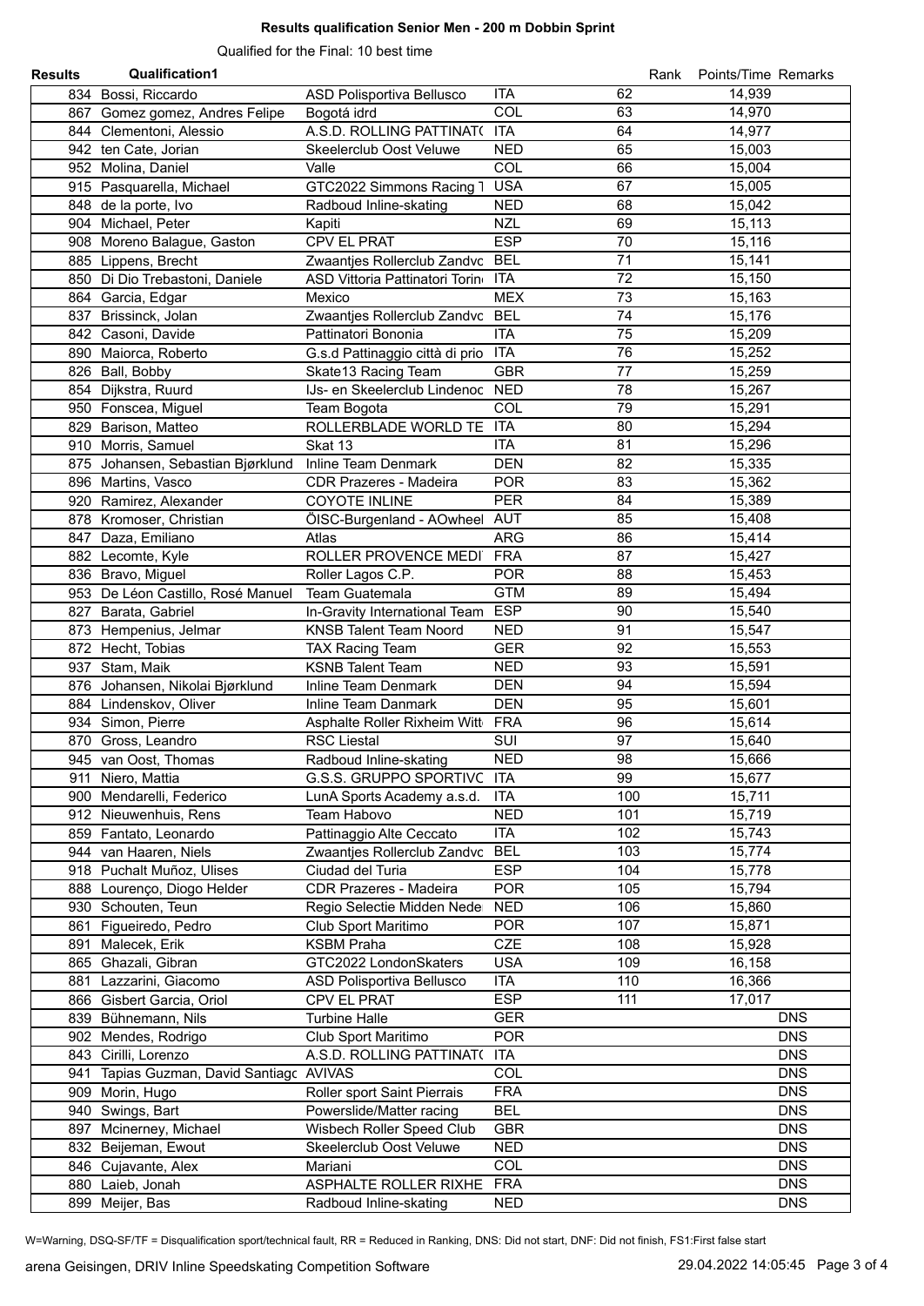# Results qualification Senior Men - 200 m Dobbin Sprint

Qualified for the Final: 10 best time

| Results | Qualification1 | | | Rank | Points/Time | Remarks |
|---|---|---|---|---|---|---|
| 834 | Bossi, Riccardo | ASD Polisportiva Bellusco | ITA | 62 | 14,939 | |
| 867 | Gomez gomez, Andres Felipe | Bogotá idrd | COL | 63 | 14,970 | |
| 844 | Clementoni, Alessio | A.S.D. ROLLING PATTINAT( | ITA | 64 | 14,977 | |
| 942 | ten Cate, Jorian | Skeelerclub Oost Veluwe | NED | 65 | 15,003 | |
| 952 | Molina, Daniel | Valle | COL | 66 | 15,004 | |
| 915 | Pasquarella, Michael | GTC2022 Simmons Racing T | USA | 67 | 15,005 | |
| 848 | de la porte, Ivo | Radboud Inline-skating | NED | 68 | 15,042 | |
| 904 | Michael, Peter | Kapiti | NZL | 69 | 15,113 | |
| 908 | Moreno Balague, Gaston | CPV EL PRAT | ESP | 70 | 15,116 | |
| 885 | Lippens, Brecht | Zwaantjes Rollerclub Zandvo | BEL | 71 | 15,141 | |
| 850 | Di Dio Trebastoni, Daniele | ASD Vittoria Pattinatori Torin | ITA | 72 | 15,150 | |
| 864 | Garcia, Edgar | Mexico | MEX | 73 | 15,163 | |
| 837 | Brissinck, Jolan | Zwaantjes Rollerclub Zandvo | BEL | 74 | 15,176 | |
| 842 | Casoni, Davide | Pattinatori Bononia | ITA | 75 | 15,209 | |
| 890 | Maiorca, Roberto | G.s.d Pattinaggio città di prio | ITA | 76 | 15,252 | |
| 826 | Ball, Bobby | Skate13 Racing Team | GBR | 77 | 15,259 | |
| 854 | Dijkstra, Ruurd | IJs- en Skeelerclub Lindenoo | NED | 78 | 15,267 | |
| 950 | Fonscea, Miguel | Team Bogota | COL | 79 | 15,291 | |
| 829 | Barison, Matteo | ROLLERBLADE WORLD TE | ITA | 80 | 15,294 | |
| 910 | Morris, Samuel | Skat 13 | ITA | 81 | 15,296 | |
| 875 | Johansen, Sebastian Bjørklund | Inline Team Denmark | DEN | 82 | 15,335 | |
| 896 | Martins, Vasco | CDR Prazeres - Madeira | POR | 83 | 15,362 | |
| 920 | Ramirez, Alexander | COYOTE INLINE | PER | 84 | 15,389 | |
| 878 | Kromoser, Christian | ÖISC-Burgenland - AOwheel | AUT | 85 | 15,408 | |
| 847 | Daza, Emiliano | Atlas | ARG | 86 | 15,414 | |
| 882 | Lecomte, Kyle | ROLLER PROVENCE MEDI | FRA | 87 | 15,427 | |
| 836 | Bravo, Miguel | Roller Lagos C.P. | POR | 88 | 15,453 | |
| 953 | De Léon Castillo, Rosé Manuel | Team Guatemala | GTM | 89 | 15,494 | |
| 827 | Barata, Gabriel | In-Gravity International Team | ESP | 90 | 15,540 | |
| 873 | Hempenius, Jelmar | KNSB Talent Team Noord | NED | 91 | 15,547 | |
| 872 | Hecht, Tobias | TAX Racing Team | GER | 92 | 15,553 | |
| 937 | Stam, Maik | KSNB Talent Team | NED | 93 | 15,591 | |
| 876 | Johansen, Nikolai Bjørklund | Inline Team Denmark | DEN | 94 | 15,594 | |
| 884 | Lindenskov, Oliver | Inline Team Danmark | DEN | 95 | 15,601 | |
| 934 | Simon, Pierre | Asphalte Roller Rixheim Witt | FRA | 96 | 15,614 | |
| 870 | Gross, Leandro | RSC Liestal | SUI | 97 | 15,640 | |
| 945 | van Oost, Thomas | Radboud Inline-skating | NED | 98 | 15,666 | |
| 911 | Niero, Mattia | G.S.S. GRUPPO SPORTIVO | ITA | 99 | 15,677 | |
| 900 | Mendarelli, Federico | LunA Sports Academy a.s.d. | ITA | 100 | 15,711 | |
| 912 | Nieuwenhuis, Rens | Team Habovo | NED | 101 | 15,719 | |
| 859 | Fantato, Leonardo | Pattinaggio Alte Ceccato | ITA | 102 | 15,743 | |
| 944 | van Haaren, Niels | Zwaantjes Rollerclub Zandvo | BEL | 103 | 15,774 | |
| 918 | Puchalt Muñoz, Ulises | Ciudad del Turia | ESP | 104 | 15,778 | |
| 888 | Lourenço, Diogo Helder | CDR Prazeres - Madeira | POR | 105 | 15,794 | |
| 930 | Schouten, Teun | Regio Selectie Midden Nede | NED | 106 | 15,860 | |
| 861 | Figueiredo, Pedro | Club Sport Maritimo | POR | 107 | 15,871 | |
| 891 | Malecek, Erik | KSBM Praha | CZE | 108 | 15,928 | |
| 865 | Ghazali, Gibran | GTC2022 LondonSkaters | USA | 109 | 16,158 | |
| 881 | Lazzarini, Giacomo | ASD Polisportiva Bellusco | ITA | 110 | 16,366 | |
| 866 | Gisbert Garcia, Oriol | CPV EL PRAT | ESP | 111 | 17,017 | |
| 839 | Bühnemann, Nils | Turbine Halle | GER | | | DNS |
| 902 | Mendes, Rodrigo | Club Sport Maritimo | POR | | | DNS |
| 843 | Cirilli, Lorenzo | A.S.D. ROLLING PATTINAT( | ITA | | | DNS |
| 941 | Tapias Guzman, David Santiago | AVIVAS | COL | | | DNS |
| 909 | Morin, Hugo | Roller sport Saint Pierrais | FRA | | | DNS |
| 940 | Swings, Bart | Powerslide/Matter racing | BEL | | | DNS |
| 897 | Mcinerney, Michael | Wisbech Roller Speed Club | GBR | | | DNS |
| 832 | Beijeman, Ewout | Skeelerclub Oost Veluwe | NED | | | DNS |
| 846 | Cujavante, Alex | Mariani | COL | | | DNS |
| 880 | Laieb, Jonah | ASPHALTE ROLLER RIXHE | FRA | | | DNS |
| 899 | Meijer, Bas | Radboud Inline-skating | NED | | | DNS |

W=Warning, DSQ-SF/TF = Disqualification sport/technical fault, RR = Reduced in Ranking, DNS: Did not start, DNF: Did not finish, FS1:First false start

arena Geisingen, DRIV Inline Speedskating Competition Software 29.04.2022 14:05:45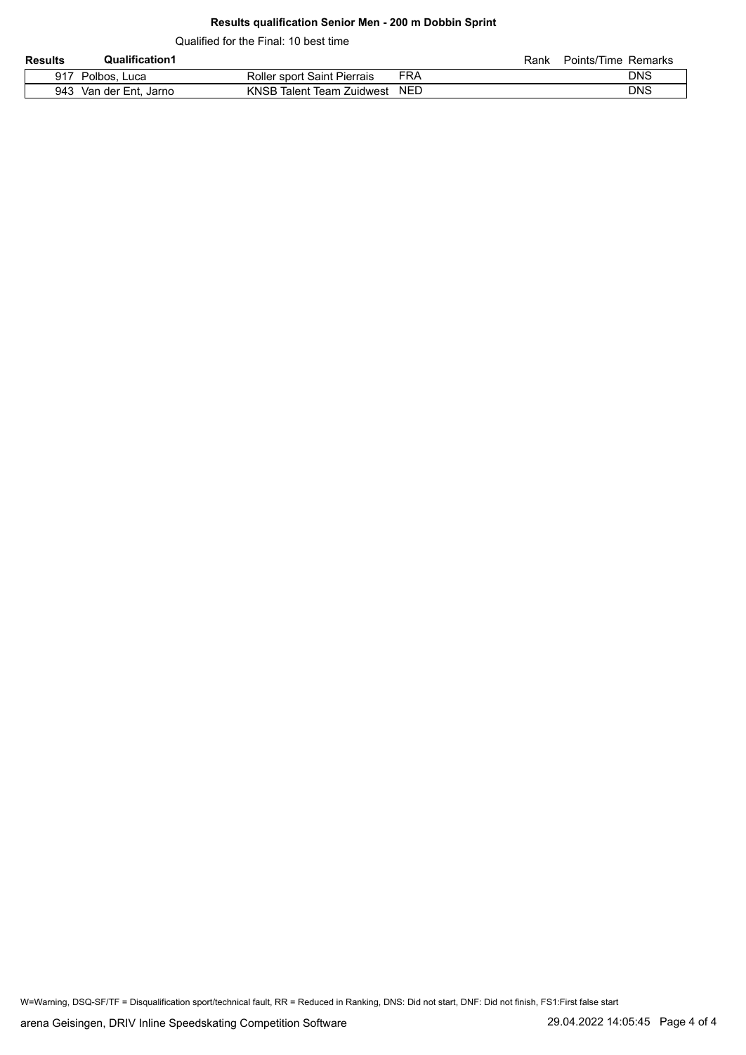**Results qualification Senior Men - 200 m Dobbin Sprint**

Qualified for the Final: 10 best time

| Results | Qualification1 | | | Rank | Points/Time | Remarks |
|---|---|---|---|---|---|---|
| 917 | Polbos, Luca | Roller sport Saint Pierrais | FRA | | | DNS |
| 943 | Van der Ent, Jarno | KNSB Talent Team Zuidwest | NED | | | DNS |

W=Warning, DSQ-SF/TF = Disqualification sport/technical fault, RR = Reduced in Ranking, DNS: Did not start, DNF: Did not finish, FS1:First false start

arena Geisingen, DRIV Inline Speedskating Competition Software 29.04.2022 14:05:45